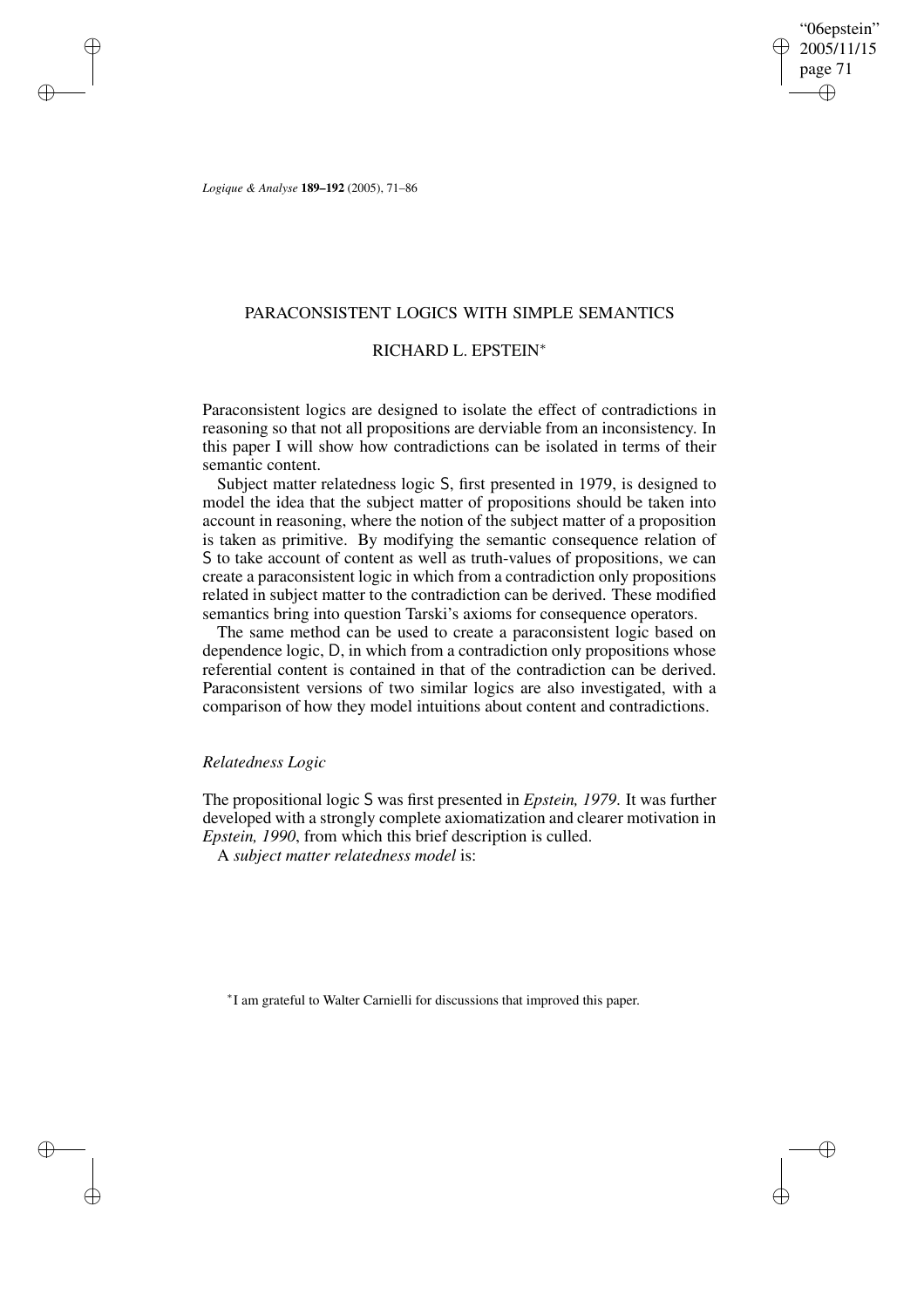*Logique & Analyse* **189–192** (2005), 71–86

# PARACONSISTENT LOGICS WITH SIMPLE SEMANTICS

## RICHARD L. EPSTEIN*

Paraconsistent logics are designed to isolate the effect of contradictions in reasoning so that not all propositions are derviable from an inconsistency. In this paper I will show how contradictions can be isolated in terms of their semantic content.

Subject matter relatedness logic S, first presented in 1979, is designed to model the idea that the subject matter of propositions should be taken into account in reasoning, where the notion of the subject matter of a proposition is taken as primitive. By modifying the semantic consequence relation of S to take account of content as well as truth-values of propositions, we can create a paraconsistent logic in which from a contradiction only propositions related in subject matter to the contradiction can be derived. These modified semantics bring into question Tarski's axioms for consequence operators.

The same method can be used to create a paraconsistent logic based on dependence logic, D, in which from a contradiction only propositions whose referential content is contained in that of the contradiction can be derived. Paraconsistent versions of two similar logics are also investigated, with a comparison of how they model intuitions about content and contradictions.

### *Relatedness Logic*

The propositional logic S was first presented in *Epstein, 1979*. It was further developed with a strongly complete axiomatization and clearer motivation in *Epstein, 1990*, from which this brief description is culled.

A *subject matter relatedness model* is:

*I am grateful to Walter Carnielli for discussions that improved this paper.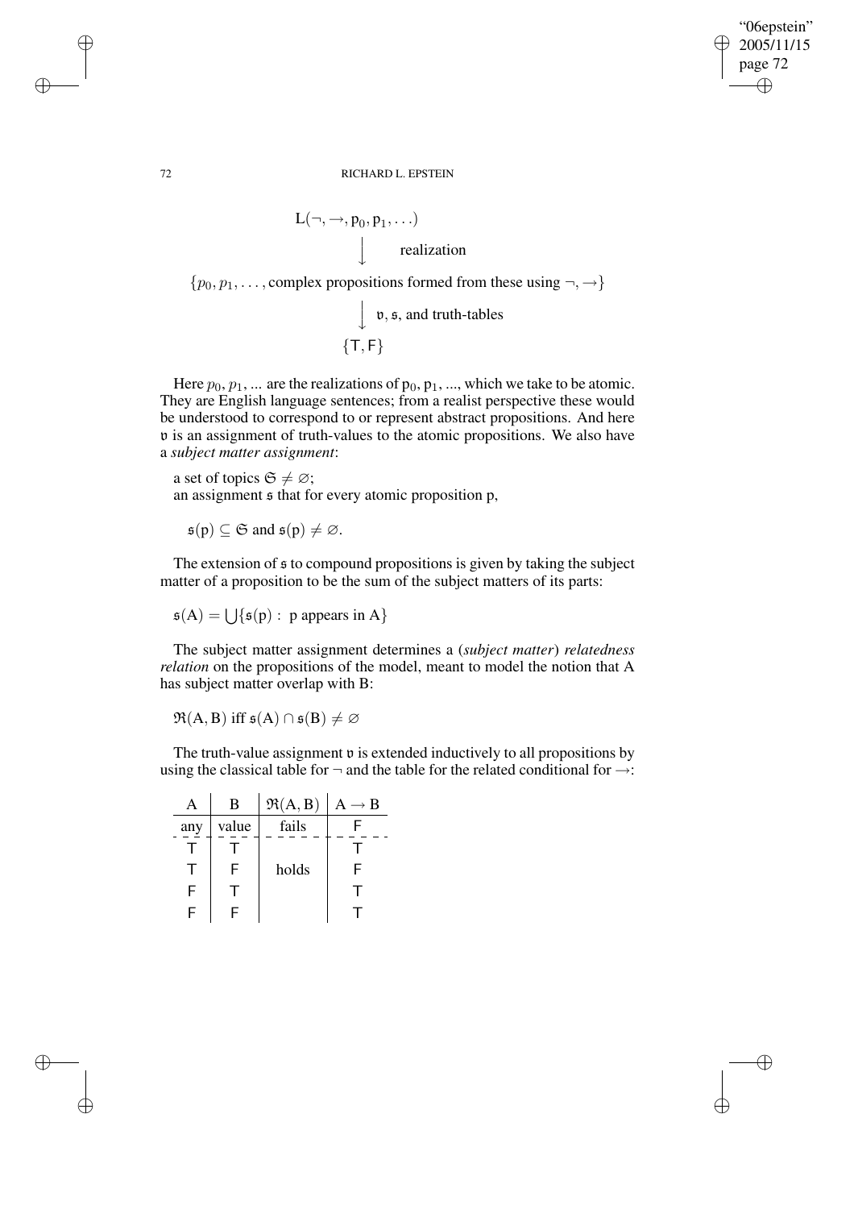$$
\begin{array}{c}
\mathrm{L}(\neg, \rightarrow, \mathrm{p}_0, \mathrm{p}_1, \ldots) \\
\downarrow \quad \text{realization} \\
\{p_0, p_1, \ldots, \text{complex propositions formed from these using } \neg, \rightarrow\} \\
\downarrow \quad \mathfrak{v}, \mathfrak{s}, \text{and truth-tables} \\
\{\mathsf{T}, \mathsf{F}\}
\end{array}
$$

Here $p_0, p_1, \ldots$ are the realizations of $\mathrm{p}_0, \mathrm{p}_1, \ldots$, which we take to be atomic. They are English language sentences; from a realist perspective these would be understood to correspond to or represent abstract propositions. And here $\mathfrak{v}$ is an assignment of truth-values to the atomic propositions. We also have a *subject matter assignment*:

a set of topics $\mathfrak{S} \neq \varnothing$;
an assignment $\mathfrak{s}$ that for every atomic proposition p,

$\mathfrak{s}(\mathrm{p}) \subseteq \mathfrak{S}$ and $\mathfrak{s}(\mathrm{p}) \neq \varnothing$.

The extension of $\mathfrak{s}$ to compound propositions is given by taking the subject matter of a proposition to be the sum of the subject matters of its parts:

$\mathfrak{s}(\mathrm{A}) = \bigcup\{\mathfrak{s}(\mathrm{p}) : \text{ p appears in A}\}$

The subject matter assignment determines a (*subject matter*) *relatedness relation* on the propositions of the model, meant to model the notion that A has subject matter overlap with B:

$\mathfrak{R}(\mathrm{A}, \mathrm{B})$ iff $\mathfrak{s}(\mathrm{A}) \cap \mathfrak{s}(\mathrm{B}) \neq \varnothing$

The truth-value assignment $\mathfrak{v}$ is extended inductively to all propositions by using the classical table for $\neg$ and the table for the related conditional for $\rightarrow$:

| A | B | $\mathfrak{R}(\mathrm{A}, \mathrm{B})$ | $\mathrm{A} \rightarrow \mathrm{B}$ |
|---|---|---|---|
| any | value | fails | F |
| T | T | | T |
| T | F | holds | F |
| F | T | | T |
| F | F | | T |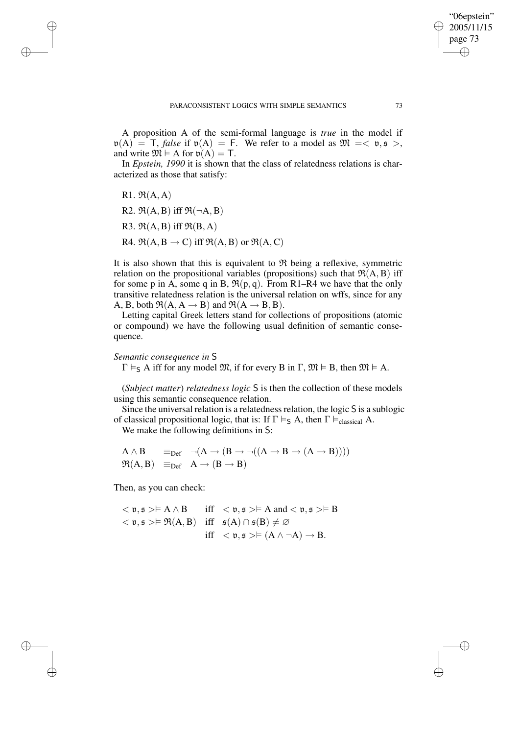A proposition A of the semi-formal language is *true* in the model if $\mathfrak{v}(A) = \mathsf{T}$, *false* if $\mathfrak{v}(A) = \mathsf{F}$. We refer to a model as $\mathfrak{M} = <\mathfrak{v}, \mathfrak{s}>$, and write $\mathfrak{M} \vDash A$ for $\mathfrak{v}(A) = \mathsf{T}$.

In *Epstein, 1990* it is shown that the class of relatedness relations is characterized as those that satisfy:

R1. $\mathfrak{R}(A, A)$

R2. $\mathfrak{R}(A, B)$ iff $\mathfrak{R}(\neg A, B)$

R3. $\mathfrak{R}(A, B)$ iff $\mathfrak{R}(B, A)$

R4. $\mathfrak{R}(A, B \rightarrow C)$ iff $\mathfrak{R}(A, B)$ or $\mathfrak{R}(A, C)$

It is also shown that this is equivalent to $\mathfrak{R}$ being a reflexive, symmetric relation on the propositional variables (propositions) such that $\mathfrak{R}(A, B)$ iff for some p in A, some q in B, $\mathfrak{R}(p, q)$. From R1–R4 we have that the only transitive relatedness relation is the universal relation on wffs, since for any A, B, both $\mathfrak{R}(A, A \rightarrow B)$ and $\mathfrak{R}(A \rightarrow B, B)$.

Letting capital Greek letters stand for collections of propositions (atomic or compound) we have the following usual definition of semantic consequence.

*Semantic consequence in* S

$\Gamma \vDash_{\mathsf{S}} A$ iff for any model $\mathfrak{M}$, if for every B in $\Gamma$, $\mathfrak{M} \vDash B$, then $\mathfrak{M} \vDash A$.

(*Subject matter*) *relatedness logic* S is then the collection of these models using this semantic consequence relation.

Since the universal relation is a relatedness relation, the logic S is a sublogic of classical propositional logic, that is: If $\Gamma \vDash_{\mathsf{S}} A$, then $\Gamma \vDash_{\text{classical}} A$.

We make the following definitions in S:

$$A \wedge B \quad \equiv_{\text{Def}} \quad \neg(A \rightarrow (B \rightarrow \neg((A \rightarrow B \rightarrow (A \rightarrow B))))$$

$$\mathfrak{R}(A, B) \quad \equiv_{\text{Def}} \quad A \rightarrow (B \rightarrow B)$$

Then, as you can check:

$$<\mathfrak{v}, \mathfrak{s}> \vDash A \wedge B \quad \text{iff} \quad <\mathfrak{v}, \mathfrak{s}> \vDash A \text{ and } <\mathfrak{v}, \mathfrak{s}> \vDash B$$

$$<\mathfrak{v}, \mathfrak{s}> \vDash \mathfrak{R}(A, B) \quad \text{iff} \quad \mathfrak{s}(A) \cap \mathfrak{s}(B) \neq \varnothing$$

$$\text{iff} \quad <\mathfrak{v}, \mathfrak{s}> \vDash (A \wedge \neg A) \rightarrow B.$$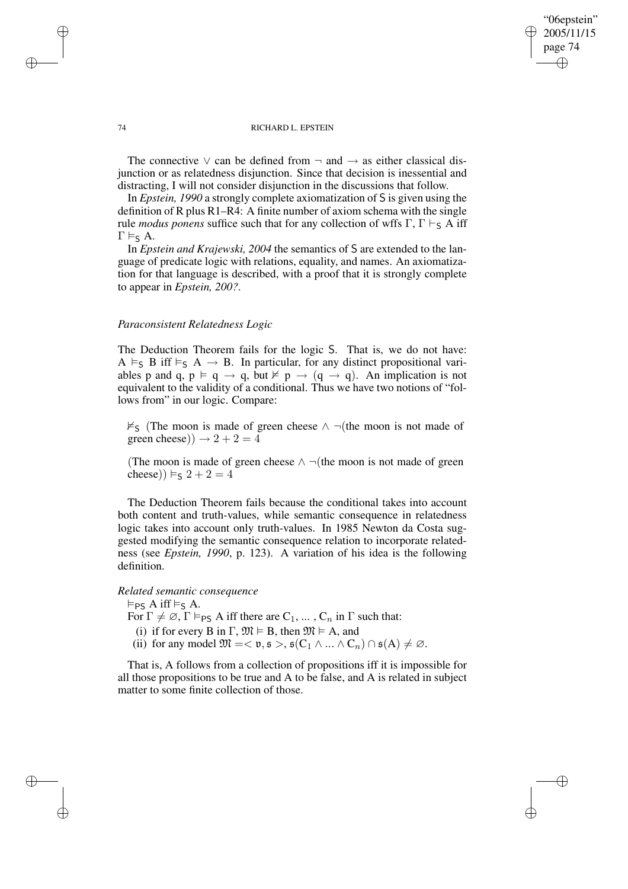The connective $\vee$ can be defined from $\neg$ and $\rightarrow$ as either classical disjunction or as relatedness disjunction. Since that decision is inessential and distracting, I will not consider disjunction in the discussions that follow.

In *Epstein, 1990* a strongly complete axiomatization of S is given using the definition of R plus R1–R4: A finite number of axiom schema with the single rule *modus ponens* suffice such that for any collection of wffs $\Gamma$, $\Gamma \vdash_{\mathsf{S}} \mathrm{A}$ iff $\Gamma \vDash_{\mathsf{S}} \mathrm{A}$.

In *Epstein and Krajewski, 2004* the semantics of S are extended to the language of predicate logic with relations, equality, and names. An axiomatization for that language is described, with a proof that it is strongly complete to appear in *Epstein, 200?*.

### *Paraconsistent Relatedness Logic*

The Deduction Theorem fails for the logic S. That is, we do not have: $\mathrm{A} \vDash_{\mathsf{S}} \mathrm{B}$ iff $\vDash_{\mathsf{S}} \mathrm{A} \rightarrow \mathrm{B}$. In particular, for any distinct propositional variables p and q, $\mathrm{p} \vDash \mathrm{q} \rightarrow \mathrm{q}$, but $\nvDash \mathrm{p} \rightarrow (\mathrm{q} \rightarrow \mathrm{q})$. An implication is not equivalent to the validity of a conditional. Thus we have two notions of "follows from" in our logic. Compare:

$\nvDash_{\mathsf{S}}$ (The moon is made of green cheese $\wedge$ $\neg$(the moon is not made of green cheese)) $\rightarrow 2 + 2 = 4$

(The moon is made of green cheese $\wedge$ $\neg$(the moon is not made of green cheese)) $\vDash_{\mathsf{S}} 2 + 2 = 4$

The Deduction Theorem fails because the conditional takes into account both content and truth-values, while semantic consequence in relatedness logic takes into account only truth-values. In 1985 Newton da Costa suggested modifying the semantic consequence relation to incorporate relatedness (see *Epstein, 1990*, p. 123). A variation of his idea is the following definition.

*Related semantic consequence*

$\vDash_{\mathsf{PS}} \mathrm{A}$ iff $\vDash_{\mathsf{S}} \mathrm{A}$.

For $\Gamma \neq \varnothing$, $\Gamma \vDash_{\mathsf{PS}} \mathrm{A}$ iff there are $\mathrm{C}_1, \ldots, \mathrm{C}_n$ in $\Gamma$ such that:

(i) if for every B in $\Gamma$, $\mathfrak{M} \vDash \mathrm{B}$, then $\mathfrak{M} \vDash \mathrm{A}$, and

(ii) for any model $\mathfrak{M} = < \mathfrak{v}, \mathfrak{s} >$, $\mathfrak{s}(\mathrm{C}_1 \wedge \ldots \wedge \mathrm{C}_n) \cap \mathfrak{s}(\mathrm{A}) \neq \varnothing$.

That is, A follows from a collection of propositions iff it is impossible for all those propositions to be true and A to be false, and A is related in subject matter to some finite collection of those.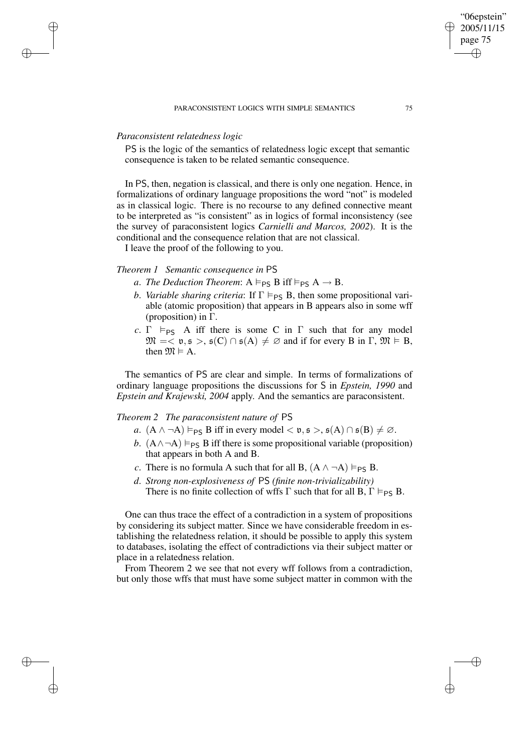*Paraconsistent relatedness logic*

PS is the logic of the semantics of relatedness logic except that semantic consequence is taken to be related semantic consequence.

In PS, then, negation is classical, and there is only one negation. Hence, in formalizations of ordinary language propositions the word "not" is modeled as in classical logic. There is no recourse to any defined connective meant to be interpreted as "is consistent" as in logics of formal inconsistency (see the survey of paraconsistent logics *Carnielli and Marcos, 2002*). It is the conditional and the consequence relation that are not classical.

I leave the proof of the following to you.

*Theorem 1 Semantic consequence in* PS

*a*. *The Deduction Theorem*: $A \vDash_{\mathsf{PS}} B$ iff $\vDash_{\mathsf{PS}} A \rightarrow B$.

*b*. *Variable sharing criteria*: If $\Gamma \vDash_{\mathsf{PS}} B$, then some propositional variable (atomic proposition) that appears in B appears also in some wff (proposition) in $\Gamma$.

*c*. $\Gamma \vDash_{\mathsf{PS}} A$ iff there is some C in $\Gamma$ such that for any model $\mathfrak{M} = < \mathfrak{v}, \mathfrak{s} >$, $\mathfrak{s}(C) \cap \mathfrak{s}(A) \neq \varnothing$ and if for every B in $\Gamma$, $\mathfrak{M} \vDash B$, then $\mathfrak{M} \vDash A$.

The semantics of PS are clear and simple. In terms of formalizations of ordinary language propositions the discussions for S in *Epstein, 1990* and *Epstein and Krajewski, 2004* apply. And the semantics are paraconsistent.

*Theorem 2 The paraconsistent nature of* PS

*a*. $(A \wedge \neg A) \vDash_{\mathsf{PS}} B$ iff in every model $< \mathfrak{v}, \mathfrak{s} >$, $\mathfrak{s}(A) \cap \mathfrak{s}(B) \neq \varnothing$.

*b*. $(A \wedge \neg A) \vDash_{\mathsf{PS}} B$ iff there is some propositional variable (proposition) that appears in both A and B.

*c*. There is no formula A such that for all B, $(A \wedge \neg A) \vDash_{\mathsf{PS}} B$.

*d*. *Strong non-explosiveness of* PS *(finite non-trivializability)*
There is no finite collection of wffs $\Gamma$ such that for all B, $\Gamma \vDash_{\mathsf{PS}} B$.

One can thus trace the effect of a contradiction in a system of propositions by considering its subject matter. Since we have considerable freedom in establishing the relatedness relation, it should be possible to apply this system to databases, isolating the effect of contradictions via their subject matter or place in a relatedness relation.

From Theorem 2 we see that not every wff follows from a contradiction, but only those wffs that must have some subject matter in common with the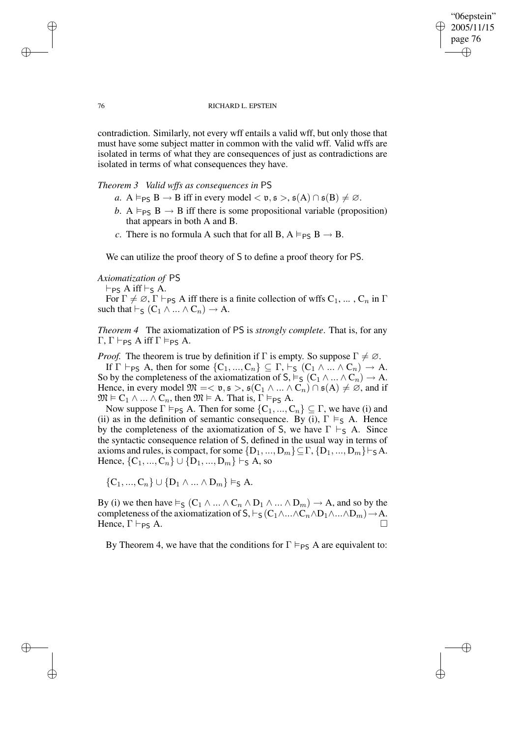contradiction. Similarly, not every wff entails a valid wff, but only those that must have some subject matter in common with the valid wff. Valid wffs are isolated in terms of what they are consequences of just as contradictions are isolated in terms of what consequences they have.

*Theorem 3 Valid wffs as consequences in* PS

*a*. $A \vDash_{PS} B \to B$ iff in every model $< \mathfrak{v}, \mathfrak{s} >$, $\mathfrak{s}(A) \cap \mathfrak{s}(B) \neq \varnothing$.

*b*. $A \vDash_{PS} B \to B$ iff there is some propositional variable (proposition) that appears in both A and B.

*c*. There is no formula A such that for all B, $A \vDash_{PS} B \to B$.

We can utilize the proof theory of S to define a proof theory for PS.

*Axiomatization of* PS

$\vdash_{PS} A$ iff $\vdash_{S} A$.

For $\Gamma \neq \varnothing$, $\Gamma \vdash_{PS} A$ iff there is a finite collection of wffs $C_1, \ldots, C_n$ in $\Gamma$ such that $\vdash_{S} (C_1 \wedge \ldots \wedge C_n) \to A$.

*Theorem 4* The axiomatization of PS is *strongly complete*. That is, for any $\Gamma$, $\Gamma \vdash_{PS} A$ iff $\Gamma \vDash_{PS} A$.

*Proof.* The theorem is true by definition if $\Gamma$ is empty. So suppose $\Gamma \neq \varnothing$.

If $\Gamma \vdash_{PS} A$, then for some $\{C_1, \ldots, C_n\} \subseteq \Gamma$, $\vdash_{S} (C_1 \wedge \ldots \wedge C_n) \to A$. So by the completeness of the axiomatization of S, $\vDash_{S} (C_1 \wedge \ldots \wedge C_n) \to A$. Hence, in every model $\mathfrak{M} = < \mathfrak{v}, \mathfrak{s} >$, $\mathfrak{s}(C_1 \wedge \ldots \wedge C_n) \cap \mathfrak{s}(A) \neq \varnothing$, and if $\mathfrak{M} \vDash C_1 \wedge \ldots \wedge C_n$, then $\mathfrak{M} \vDash A$. That is, $\Gamma \vDash_{PS} A$.

Now suppose $\Gamma \vDash_{PS} A$. Then for some $\{C_1, \ldots, C_n\} \subseteq \Gamma$, we have (i) and (ii) as in the definition of semantic consequence. By (i), $\Gamma \vDash_{S} A$. Hence by the completeness of the axiomatization of S, we have $\Gamma \vdash_{S} A$. Since the syntactic consequence relation of S, defined in the usual way in terms of axioms and rules, is compact, for some $\{D_1, \ldots, D_m\} \subseteq \Gamma$, $\{D_1, \ldots, D_m\} \vdash_{S} A$. Hence, $\{C_1, \ldots, C_n\} \cup \{D_1, \ldots, D_m\} \vdash_{S} A$, so

$$\{C_1, \ldots, C_n\} \cup \{D_1 \wedge \ldots \wedge D_m\} \vDash_{S} A.$$

By (i) we then have $\vDash_{S} (C_1 \wedge \ldots \wedge C_n \wedge D_1 \wedge \ldots \wedge D_m) \to A$, and so by the completeness of the axiomatization of S, $\vdash_{S} (C_1 \wedge \ldots \wedge C_n \wedge D_1 \wedge \ldots \wedge D_m) \to A$. Hence, $\Gamma \vdash_{PS} A$. □

By Theorem 4, we have that the conditions for $\Gamma \vDash_{PS} A$ are equivalent to: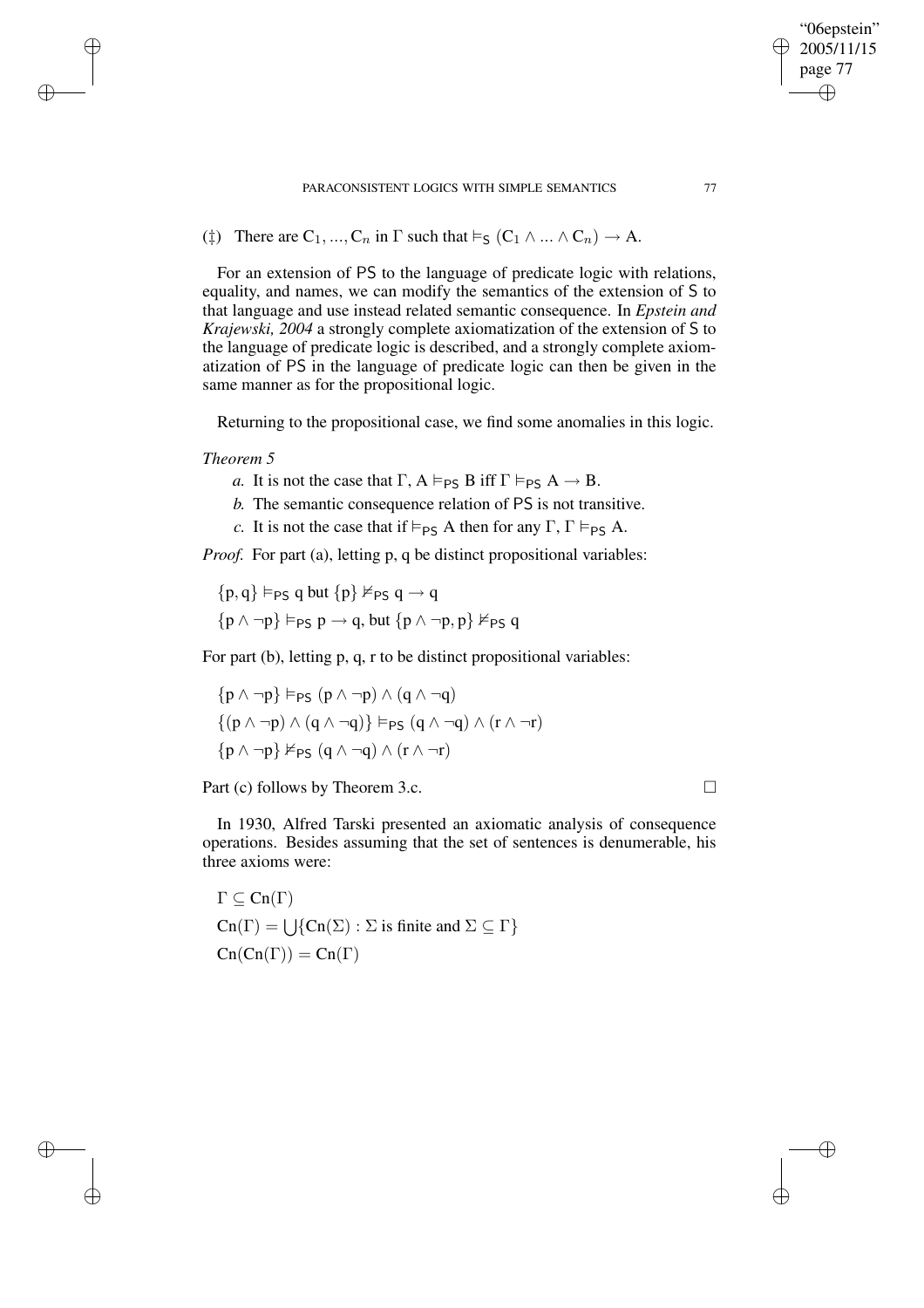(‡) There are $C_1, ..., C_n$ in $\Gamma$ such that $\models_{\mathsf{S}} (C_1 \wedge ... \wedge C_n) \rightarrow A$.

For an extension of PS to the language of predicate logic with relations, equality, and names, we can modify the semantics of the extension of S to that language and use instead related semantic consequence. In *Epstein and Krajewski, 2004* a strongly complete axiomatization of the extension of S to the language of predicate logic is described, and a strongly complete axiomatization of PS in the language of predicate logic can then be given in the same manner as for the propositional logic.

Returning to the propositional case, we find some anomalies in this logic.

*Theorem 5*

- *a.* It is not the case that $\Gamma, A \models_{\mathsf{PS}} B$ iff $\Gamma \models_{\mathsf{PS}} A \rightarrow B$.
- *b.* The semantic consequence relation of PS is not transitive.
- *c.* It is not the case that if $\models_{\mathsf{PS}} A$ then for any $\Gamma$, $\Gamma \models_{\mathsf{PS}} A$.

*Proof.* For part (a), letting p, q be distinct propositional variables:

$\{p, q\} \models_{\mathsf{PS}} q$ but $\{p\} \not\models_{\mathsf{PS}} q \rightarrow q$

$\{p \wedge \neg p\} \models_{\mathsf{PS}} p \rightarrow q$, but $\{p \wedge \neg p, p\} \not\models_{\mathsf{PS}} q$

For part (b), letting p, q, r to be distinct propositional variables:

$\{p \wedge \neg p\} \models_{\mathsf{PS}} (p \wedge \neg p) \wedge (q \wedge \neg q)$

$\{(p \wedge \neg p) \wedge (q \wedge \neg q)\} \models_{\mathsf{PS}} (q \wedge \neg q) \wedge (r \wedge \neg r)$

$\{p \wedge \neg p\} \not\models_{\mathsf{PS}} (q \wedge \neg q) \wedge (r \wedge \neg r)$

Part (c) follows by Theorem 3.c. □

In 1930, Alfred Tarski presented an axiomatic analysis of consequence operations. Besides assuming that the set of sentences is denumerable, his three axioms were:

$\Gamma \subseteq \mathrm{Cn}(\Gamma)$

$\mathrm{Cn}(\Gamma) = \bigcup\{\mathrm{Cn}(\Sigma) : \Sigma \text{ is finite and } \Sigma \subseteq \Gamma\}$

$\mathrm{Cn}(\mathrm{Cn}(\Gamma)) = \mathrm{Cn}(\Gamma)$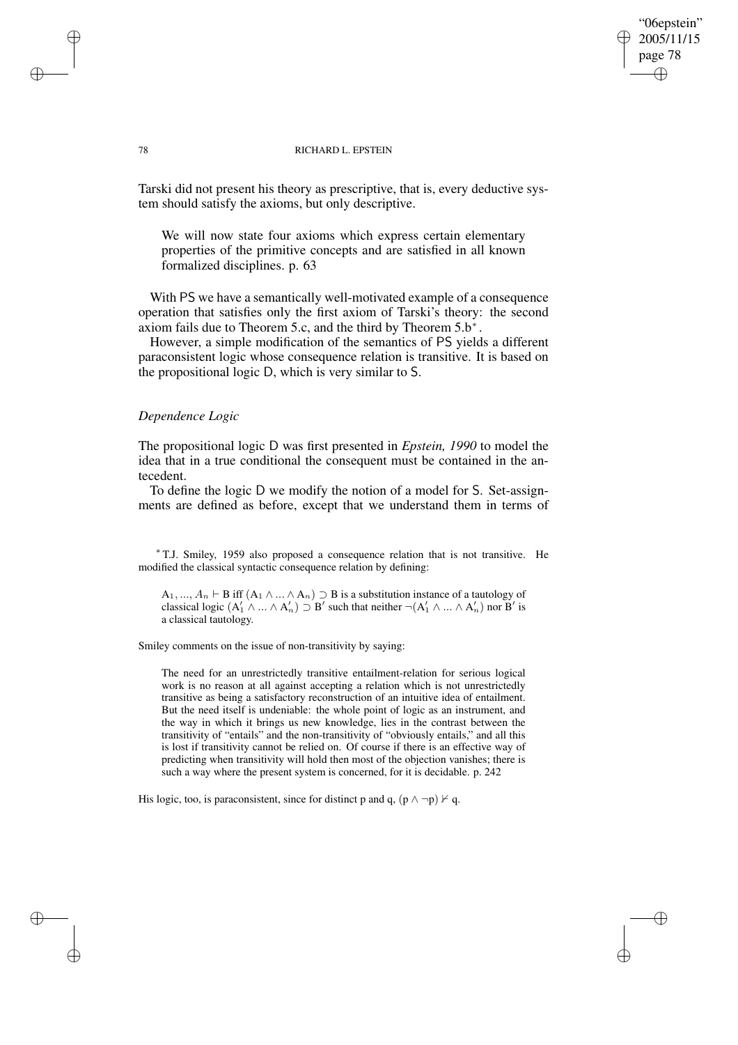Tarski did not present his theory as prescriptive, that is, every deductive system should satisfy the axioms, but only descriptive.

> We will now state four axioms which express certain elementary properties of the primitive concepts and are satisfied in all known formalized disciplines. p. 63

With PS we have a semantically well-motivated example of a consequence operation that satisfies only the first axiom of Tarski's theory: the second axiom fails due to Theorem 5.c, and the third by Theorem 5.b*.

However, a simple modification of the semantics of PS yields a different paraconsistent logic whose consequence relation is transitive. It is based on the propositional logic D, which is very similar to S.

### *Dependence Logic*

The propositional logic D was first presented in *Epstein, 1990* to model the idea that in a true conditional the consequent must be contained in the antecedent.

To define the logic D we modify the notion of a model for S. Set-assignments are defined as before, except that we understand them in terms of

---

* T.J. Smiley, 1959 also proposed a consequence relation that is not transitive. He modified the classical syntactic consequence relation by defining:

> $A_1, ..., A_n \vdash B$ iff $(A_1 \wedge ... \wedge A_n) \supset B$ is a substitution instance of a tautology of classical logic $(A'_1 \wedge ... \wedge A'_n) \supset B'$ such that neither $\neg(A'_1 \wedge ... \wedge A'_n)$ nor $B'$ is a classical tautology.

Smiley comments on the issue of non-transitivity by saying:

> The need for an unrestrictedly transitive entailment-relation for serious logical work is no reason at all against accepting a relation which is not unrestrictedly transitive as being a satisfactory reconstruction of an intuitive idea of entailment. But the need itself is undeniable: the whole point of logic as an instrument, and the way in which it brings us new knowledge, lies in the contrast between the transitivity of "entails" and the non-transitivity of "obviously entails," and all this is lost if transitivity cannot be relied on. Of course if there is an effective way of predicting when transitivity will hold then most of the objection vanishes; there is such a way where the present system is concerned, for it is decidable. p. 242

His logic, too, is paraconsistent, since for distinct p and q, $(p \wedge \neg p) \nvdash q$.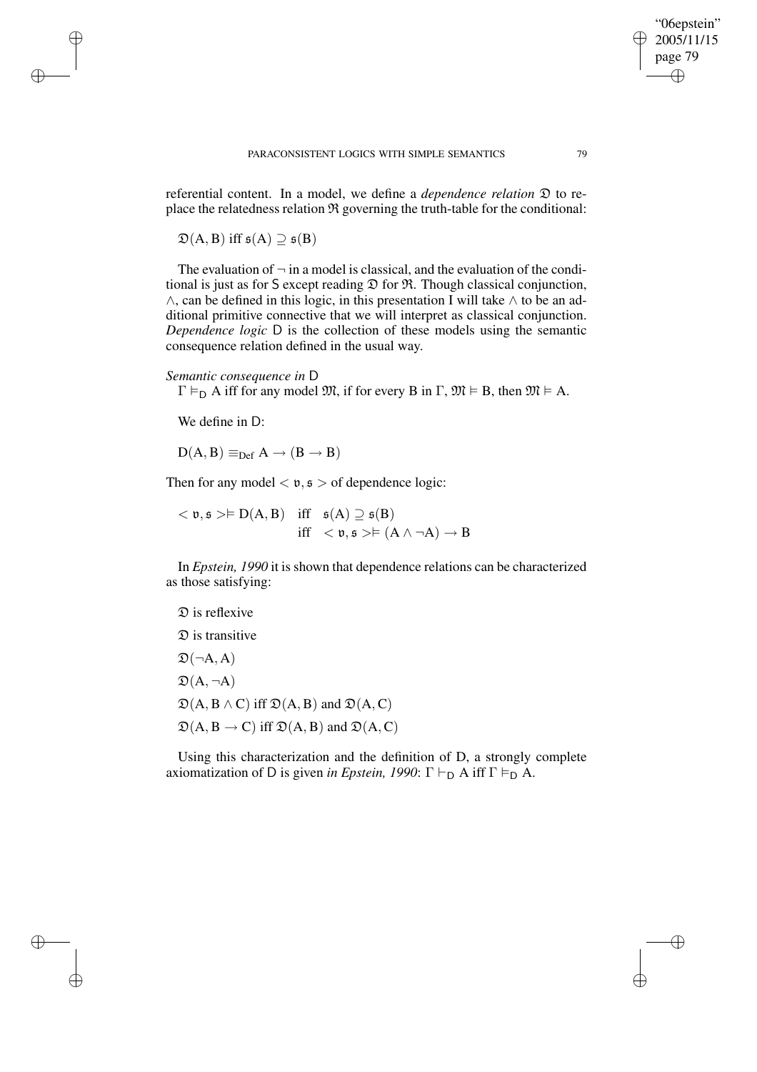referential content. In a model, we define a *dependence relation* $\mathfrak{D}$ to replace the relatedness relation $\mathfrak{R}$ governing the truth-table for the conditional:

$$\mathfrak{D}(\mathrm{A}, \mathrm{B}) \text{ iff } \mathfrak{s}(\mathrm{A}) \supseteq \mathfrak{s}(\mathrm{B})$$

The evaluation of $\neg$ in a model is classical, and the evaluation of the conditional is just as for S except reading $\mathfrak{D}$ for $\mathfrak{R}$. Though classical conjunction, $\wedge$, can be defined in this logic, in this presentation I will take $\wedge$ to be an additional primitive connective that we will interpret as classical conjunction. *Dependence logic* D is the collection of these models using the semantic consequence relation defined in the usual way.

*Semantic consequence in* D

$\Gamma \vDash_{\mathsf{D}} \mathrm{A}$ iff for any model $\mathfrak{M}$, if for every B in $\Gamma$, $\mathfrak{M} \vDash \mathrm{B}$, then $\mathfrak{M} \vDash \mathrm{A}$.

We define in D:

$$\mathrm{D}(\mathrm{A}, \mathrm{B}) \equiv_{\mathrm{Def}} \mathrm{A} \rightarrow (\mathrm{B} \rightarrow \mathrm{B})$$

Then for any model $< \mathfrak{v}, \mathfrak{s} >$ of dependence logic:

$$\begin{aligned} < \mathfrak{v}, \mathfrak{s} > \vDash \mathrm{D}(\mathrm{A}, \mathrm{B}) \quad & \text{iff} \quad \mathfrak{s}(\mathrm{A}) \supseteq \mathfrak{s}(\mathrm{B}) \\ & \text{iff} \quad < \mathfrak{v}, \mathfrak{s} > \vDash (\mathrm{A} \wedge \neg \mathrm{A}) \rightarrow \mathrm{B} \end{aligned}$$

In *Epstein, 1990* it is shown that dependence relations can be characterized as those satisfying:

$\mathfrak{D}$ is reflexive

$\mathfrak{D}$ is transitive

$\mathfrak{D}(\neg \mathrm{A}, \mathrm{A})$

$\mathfrak{D}(\mathrm{A}, \neg \mathrm{A})$

$\mathfrak{D}(\mathrm{A}, \mathrm{B} \wedge \mathrm{C})$ iff $\mathfrak{D}(\mathrm{A}, \mathrm{B})$ and $\mathfrak{D}(\mathrm{A}, \mathrm{C})$

$\mathfrak{D}(\mathrm{A}, \mathrm{B} \rightarrow \mathrm{C})$ iff $\mathfrak{D}(\mathrm{A}, \mathrm{B})$ and $\mathfrak{D}(\mathrm{A}, \mathrm{C})$

Using this characterization and the definition of D, a strongly complete axiomatization of D is given *in Epstein, 1990*: $\Gamma \vdash_{\mathsf{D}} \mathrm{A}$ iff $\Gamma \vDash_{\mathsf{D}} \mathrm{A}$.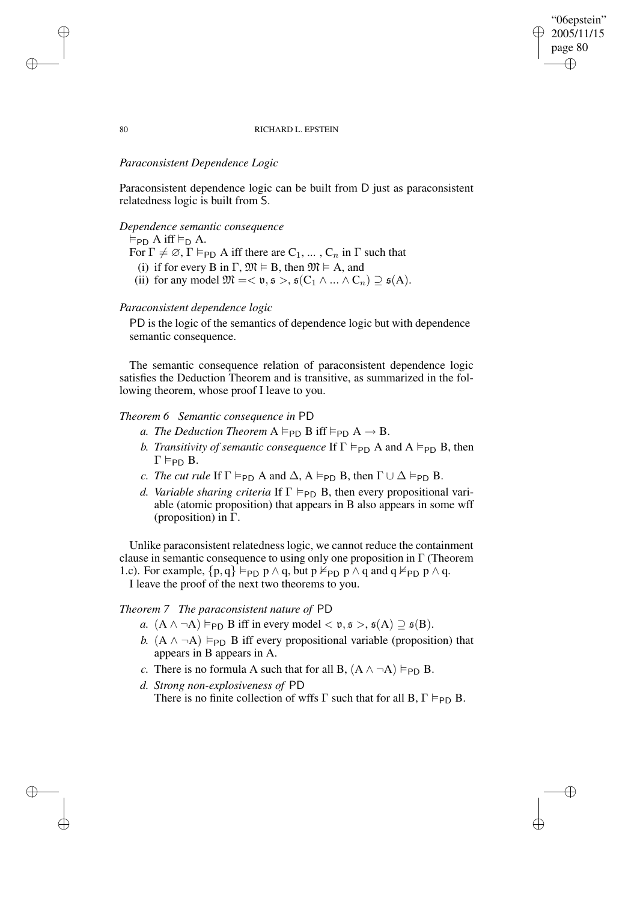*Paraconsistent Dependence Logic*

Paraconsistent dependence logic can be built from D just as paraconsistent relatedness logic is built from S.

*Dependence semantic consequence*

$\vDash_{\mathsf{PD}}$ A iff $\vDash_{\mathsf{D}}$ A.

For $\Gamma \neq \varnothing$, $\Gamma \vDash_{\mathsf{PD}}$ A iff there are $\mathrm{C}_1, \ldots, \mathrm{C}_n$ in $\Gamma$ such that

(i) if for every B in $\Gamma$, $\mathfrak{M} \vDash$ B, then $\mathfrak{M} \vDash$ A, and

(ii) for any model $\mathfrak{M} = <\mathfrak{v}, \mathfrak{s}>$, $\mathfrak{s}(\mathrm{C}_1 \wedge \ldots \wedge \mathrm{C}_n) \supseteq \mathfrak{s}(\mathrm{A})$.

*Paraconsistent dependence logic*

PD is the logic of the semantics of dependence logic but with dependence semantic consequence.

The semantic consequence relation of paraconsistent dependence logic satisfies the Deduction Theorem and is transitive, as summarized in the following theorem, whose proof I leave to you.

*Theorem 6 Semantic consequence in* PD

*a. The Deduction Theorem* A $\vDash_{\mathsf{PD}}$ B iff $\vDash_{\mathsf{PD}}$ A $\rightarrow$ B.

*b. Transitivity of semantic consequence* If $\Gamma \vDash_{\mathsf{PD}}$ A and A $\vDash_{\mathsf{PD}}$ B, then $\Gamma \vDash_{\mathsf{PD}}$ B.

*c. The cut rule* If $\Gamma \vDash_{\mathsf{PD}}$ A and $\Delta$, A $\vDash_{\mathsf{PD}}$ B, then $\Gamma \cup \Delta \vDash_{\mathsf{PD}}$ B.

*d. Variable sharing criteria* If $\Gamma \vDash_{\mathsf{PD}}$ B, then every propositional variable (atomic proposition) that appears in B also appears in some wff (proposition) in $\Gamma$.

Unlike paraconsistent relatedness logic, we cannot reduce the containment clause in semantic consequence to using only one proposition in $\Gamma$ (Theorem 1.c). For example, $\{p, q\} \vDash_{\mathsf{PD}} p \wedge q$, but $p \nvDash_{\mathsf{PD}} p \wedge q$ and $q \nvDash_{\mathsf{PD}} p \wedge q$.

I leave the proof of the next two theorems to you.

*Theorem 7 The paraconsistent nature of* PD

*a.* $(\mathrm{A} \wedge \neg \mathrm{A}) \vDash_{\mathsf{PD}}$ B iff in every model $<\mathfrak{v}, \mathfrak{s}>$, $\mathfrak{s}(\mathrm{A}) \supseteq \mathfrak{s}(\mathrm{B})$.

*b.* $(\mathrm{A} \wedge \neg \mathrm{A}) \vDash_{\mathsf{PD}}$ B iff every propositional variable (proposition) that appears in B appears in A.

*c.* There is no formula A such that for all B, $(\mathrm{A} \wedge \neg \mathrm{A}) \vDash_{\mathsf{PD}}$ B.

*d. Strong non-explosiveness of* PD

There is no finite collection of wffs $\Gamma$ such that for all B, $\Gamma \vDash_{\mathsf{PD}}$ B.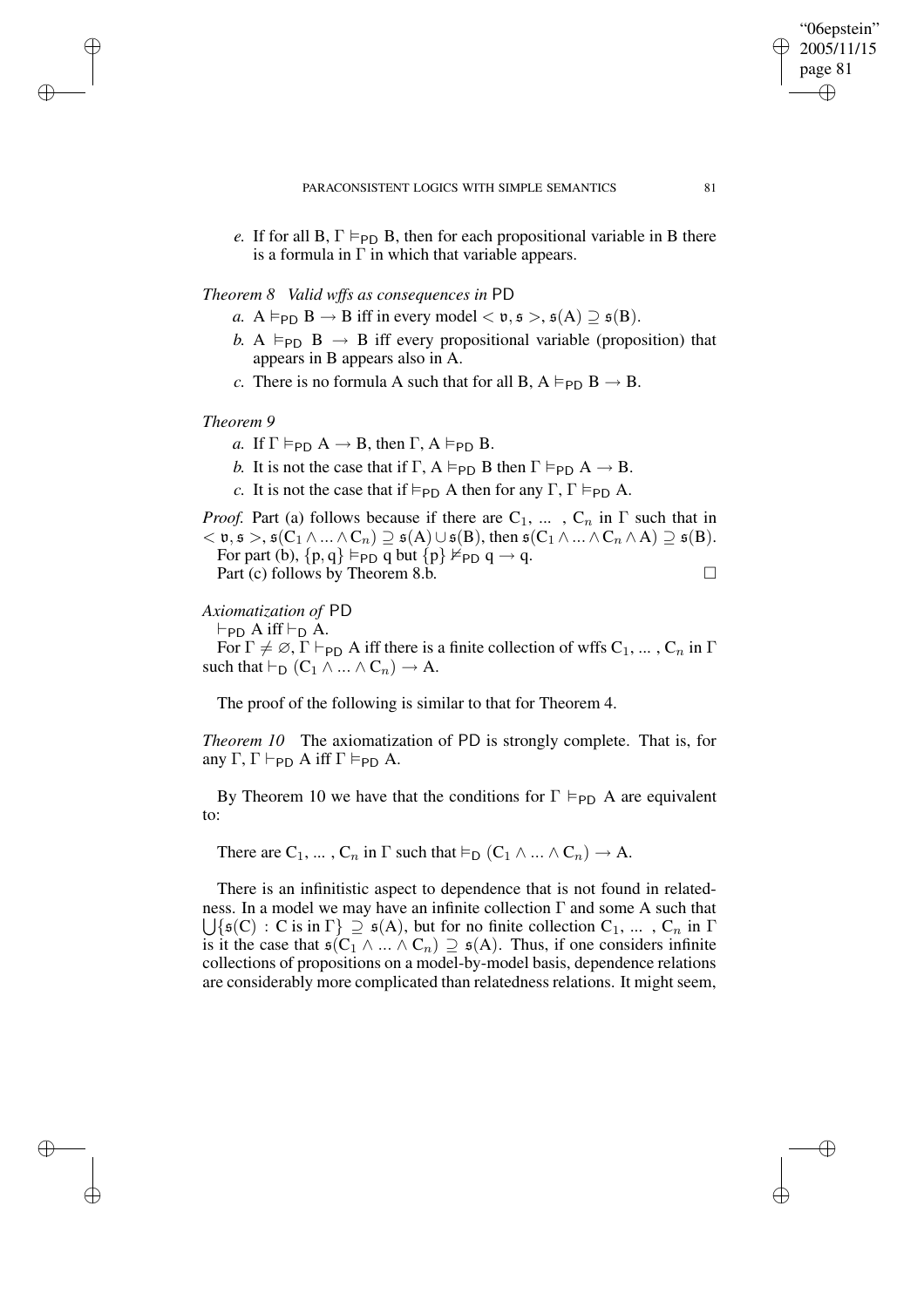*e.* If for all B, $\Gamma \vDash_{\mathsf{PD}}$ B, then for each propositional variable in B there is a formula in $\Gamma$ in which that variable appears.

*Theorem 8 Valid wffs as consequences in* PD

*a.* A $\vDash_{\mathsf{PD}}$ B $\rightarrow$ B iff in every model $< \mathfrak{v}, \mathfrak{s} >$, $\mathfrak{s}(\mathrm{A}) \supseteq \mathfrak{s}(\mathrm{B})$.

*b.* A $\vDash_{\mathsf{PD}}$ B $\rightarrow$ B iff every propositional variable (proposition) that appears in B appears also in A.

*c.* There is no formula A such that for all B, A $\vDash_{\mathsf{PD}}$ B $\rightarrow$ B.

*Theorem 9*

*a.* If $\Gamma \vDash_{\mathsf{PD}}$ A $\rightarrow$ B, then $\Gamma$, A $\vDash_{\mathsf{PD}}$ B.

*b.* It is not the case that if $\Gamma$, A $\vDash_{\mathsf{PD}}$ B then $\Gamma \vDash_{\mathsf{PD}}$ A $\rightarrow$ B.

*c.* It is not the case that if $\vDash_{\mathsf{PD}}$ A then for any $\Gamma$, $\Gamma \vDash_{\mathsf{PD}}$ A.

*Proof.* Part (a) follows because if there are $\mathrm{C}_1, \ldots, \mathrm{C}_n$ in $\Gamma$ such that in $< \mathfrak{v}, \mathfrak{s} >$, $\mathfrak{s}(\mathrm{C}_1 \wedge \ldots \wedge \mathrm{C}_n) \supseteq \mathfrak{s}(\mathrm{A}) \cup \mathfrak{s}(\mathrm{B})$, then $\mathfrak{s}(\mathrm{C}_1 \wedge \ldots \wedge \mathrm{C}_n \wedge \mathrm{A}) \supseteq \mathfrak{s}(\mathrm{B})$.
For part (b), $\{\mathrm{p}, \mathrm{q}\} \vDash_{\mathsf{PD}}$ q but $\{\mathrm{p}\} \nvDash_{\mathsf{PD}}$ q $\rightarrow$ q.
Part (c) follows by Theorem 8.b. $\square$

*Axiomatization of* PD

$\vdash_{\mathsf{PD}}$ A iff $\vdash_{\mathsf{D}}$ A.

For $\Gamma \neq \varnothing$, $\Gamma \vdash_{\mathsf{PD}}$ A iff there is a finite collection of wffs $\mathrm{C}_1, \ldots, \mathrm{C}_n$ in $\Gamma$ such that $\vdash_{\mathsf{D}} (\mathrm{C}_1 \wedge \ldots \wedge \mathrm{C}_n) \rightarrow$ A.

The proof of the following is similar to that for Theorem 4.

*Theorem 10* The axiomatization of PD is strongly complete. That is, for any $\Gamma$, $\Gamma \vdash_{\mathsf{PD}}$ A iff $\Gamma \vDash_{\mathsf{PD}}$ A.

By Theorem 10 we have that the conditions for $\Gamma \vDash_{\mathsf{PD}}$ A are equivalent to:

There are $\mathrm{C}_1, \ldots, \mathrm{C}_n$ in $\Gamma$ such that $\vDash_{\mathsf{D}} (\mathrm{C}_1 \wedge \ldots \wedge \mathrm{C}_n) \rightarrow$ A.

There is an infinitistic aspect to dependence that is not found in relatedness. In a model we may have an infinite collection $\Gamma$ and some A such that $\bigcup\{\mathfrak{s}(\mathrm{C}) : \mathrm{C} \text{ is in } \Gamma\} \supseteq \mathfrak{s}(\mathrm{A})$, but for no finite collection $\mathrm{C}_1, \ldots, \mathrm{C}_n$ in $\Gamma$ is it the case that $\mathfrak{s}(\mathrm{C}_1 \wedge \ldots \wedge \mathrm{C}_n) \supseteq \mathfrak{s}(\mathrm{A})$. Thus, if one considers infinite collections of propositions on a model-by-model basis, dependence relations are considerably more complicated than relatedness relations. It might seem,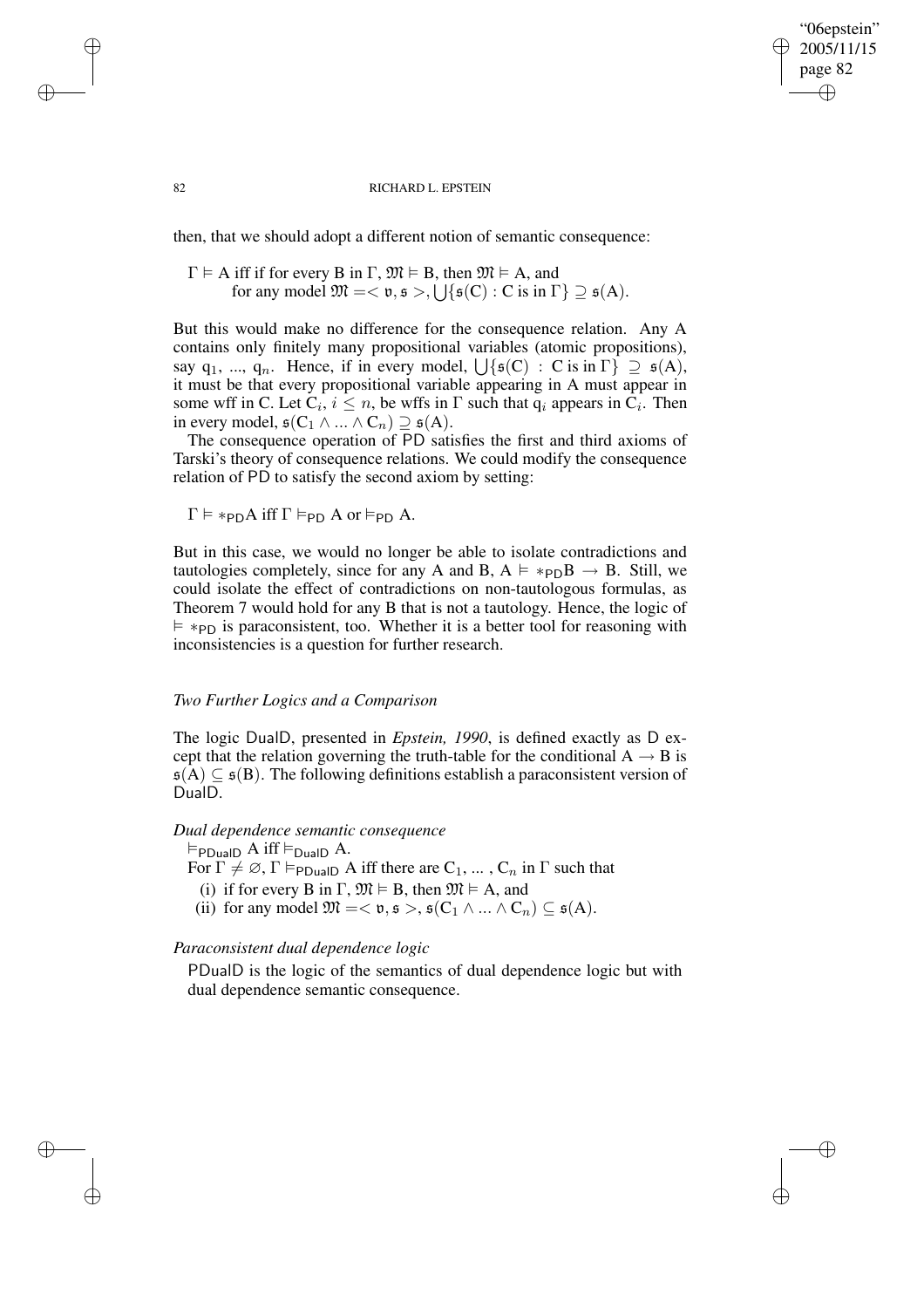then, that we should adopt a different notion of semantic consequence:

$\Gamma \models$ A iff if for every B in $\Gamma$, $\mathfrak{M} \models$ B, then $\mathfrak{M} \models$ A, and
for any model $\mathfrak{M} = <\mathfrak{v}, \mathfrak{s}>$, $\bigcup\{\mathfrak{s}(C) : C \text{ is in } \Gamma\} \supseteq \mathfrak{s}(A)$.

But this would make no difference for the consequence relation. Any A contains only finitely many propositional variables (atomic propositions), say $q_1$, ..., $q_n$. Hence, if in every model, $\bigcup\{\mathfrak{s}(C) : C \text{ is in } \Gamma\} \supseteq \mathfrak{s}(A)$, it must be that every propositional variable appearing in A must appear in some wff in C. Let $C_i$, $i \leq n$, be wffs in $\Gamma$ such that $q_i$ appears in $C_i$. Then in every model, $\mathfrak{s}(C_1 \wedge ... \wedge C_n) \supseteq \mathfrak{s}(A)$.

The consequence operation of PD satisfies the first and third axioms of Tarski's theory of consequence relations. We could modify the consequence relation of PD to satisfy the second axiom by setting:

$\Gamma \models *_{\mathsf{PD}}$A iff $\Gamma \models_{\mathsf{PD}}$ A or $\models_{\mathsf{PD}}$ A.

But in this case, we would no longer be able to isolate contradictions and tautologies completely, since for any A and B, A $\models *_{\mathsf{PD}}$B $\rightarrow$ B. Still, we could isolate the effect of contradictions on non-tautologous formulas, as Theorem 7 would hold for any B that is not a tautology. Hence, the logic of $\models *_{\mathsf{PD}}$ is paraconsistent, too. Whether it is a better tool for reasoning with inconsistencies is a question for further research.

### *Two Further Logics and a Comparison*

The logic DualD, presented in *Epstein, 1990*, is defined exactly as D except that the relation governing the truth-table for the conditional A $\rightarrow$ B is $\mathfrak{s}(A) \subseteq \mathfrak{s}(B)$. The following definitions establish a paraconsistent version of DualD.

*Dual dependence semantic consequence*

$\models_{\mathsf{PDualD}}$ A iff $\models_{\mathsf{DualD}}$ A.
For $\Gamma \neq \varnothing$, $\Gamma \models_{\mathsf{PDualD}}$ A iff there are $C_1$, ... , $C_n$ in $\Gamma$ such that
(i) if for every B in $\Gamma$, $\mathfrak{M} \models$ B, then $\mathfrak{M} \models$ A, and
(ii) for any model $\mathfrak{M} = <\mathfrak{v}, \mathfrak{s}>$, $\mathfrak{s}(C_1 \wedge ... \wedge C_n) \subseteq \mathfrak{s}(A)$.

*Paraconsistent dual dependence logic*

PDualD is the logic of the semantics of dual dependence logic but with dual dependence semantic consequence.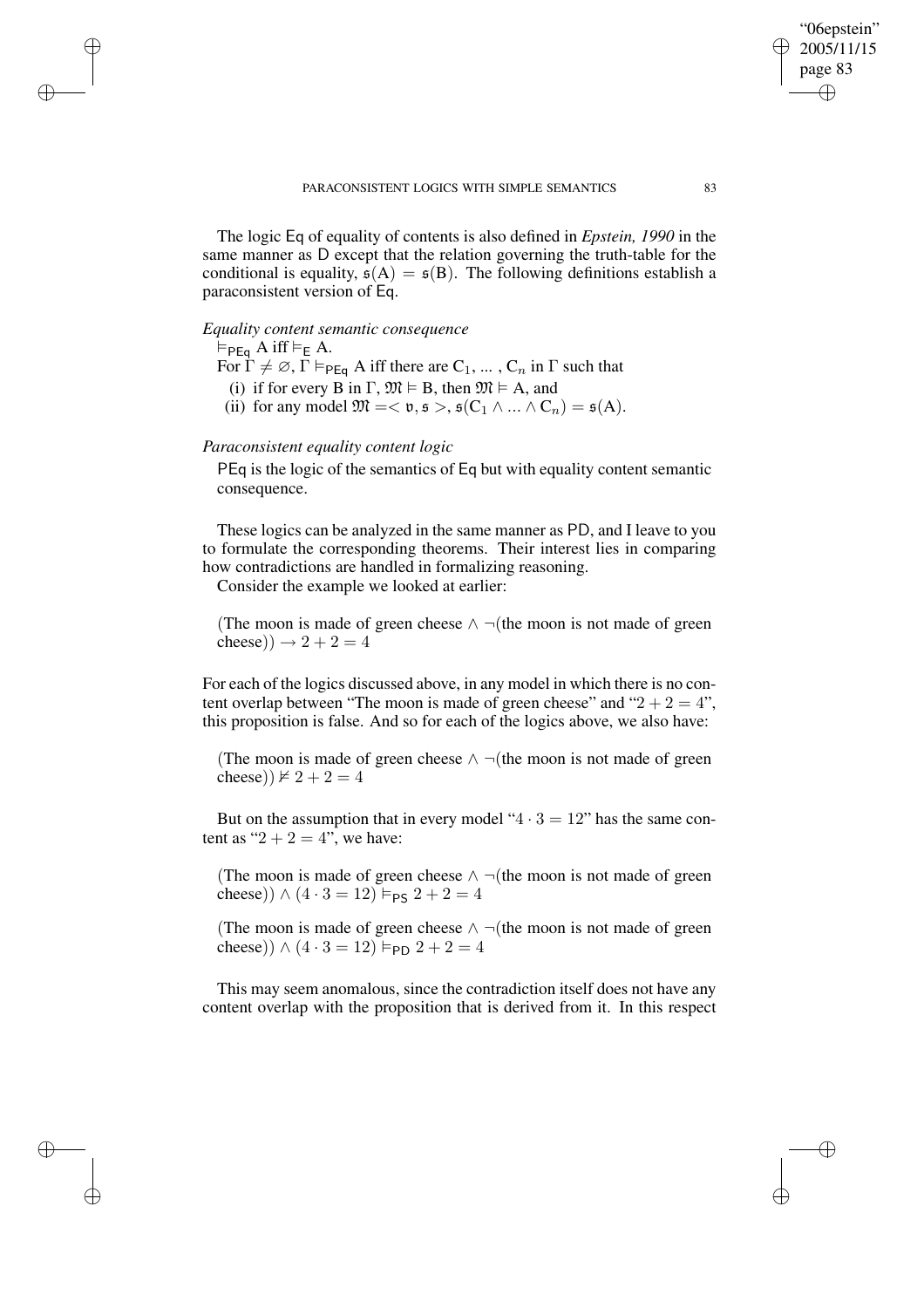The logic Eq of equality of contents is also defined in *Epstein, 1990* in the same manner as D except that the relation governing the truth-table for the conditional is equality, $\mathfrak{s}(A) = \mathfrak{s}(B)$. The following definitions establish a paraconsistent version of Eq.

*Equality content semantic consequence*

$\vDash_{\mathsf{PEq}} A$ iff $\vDash_{\mathsf{E}} A$.

For $\Gamma \neq \varnothing$, $\Gamma \vDash_{\mathsf{PEq}} A$ iff there are $C_1, \ldots, C_n$ in $\Gamma$ such that

(i) if for every B in $\Gamma$, $\mathfrak{M} \vDash B$, then $\mathfrak{M} \vDash A$, and

(ii) for any model $\mathfrak{M} = <\mathfrak{v}, \mathfrak{s}>$, $\mathfrak{s}(C_1 \wedge \ldots \wedge C_n) = \mathfrak{s}(A)$.

*Paraconsistent equality content logic*

PEq is the logic of the semantics of Eq but with equality content semantic consequence.

These logics can be analyzed in the same manner as PD, and I leave to you to formulate the corresponding theorems. Their interest lies in comparing how contradictions are handled in formalizing reasoning.

Consider the example we looked at earlier:

(The moon is made of green cheese $\wedge$ $\neg$(the moon is not made of green cheese)) $\rightarrow 2 + 2 = 4$

For each of the logics discussed above, in any model in which there is no content overlap between "The moon is made of green cheese" and "$2 + 2 = 4$", this proposition is false. And so for each of the logics above, we also have:

(The moon is made of green cheese $\wedge$ $\neg$(the moon is not made of green cheese)) $\nvDash 2 + 2 = 4$

But on the assumption that in every model "$4 \cdot 3 = 12$" has the same content as "$2 + 2 = 4$", we have:

(The moon is made of green cheese $\wedge$ $\neg$(the moon is not made of green cheese)) $\wedge$ $(4 \cdot 3 = 12) \vDash_{\mathsf{PS}} 2 + 2 = 4$

(The moon is made of green cheese $\wedge$ $\neg$(the moon is not made of green cheese)) $\wedge$ $(4 \cdot 3 = 12) \vDash_{\mathsf{PD}} 2 + 2 = 4$

This may seem anomalous, since the contradiction itself does not have any content overlap with the proposition that is derived from it. In this respect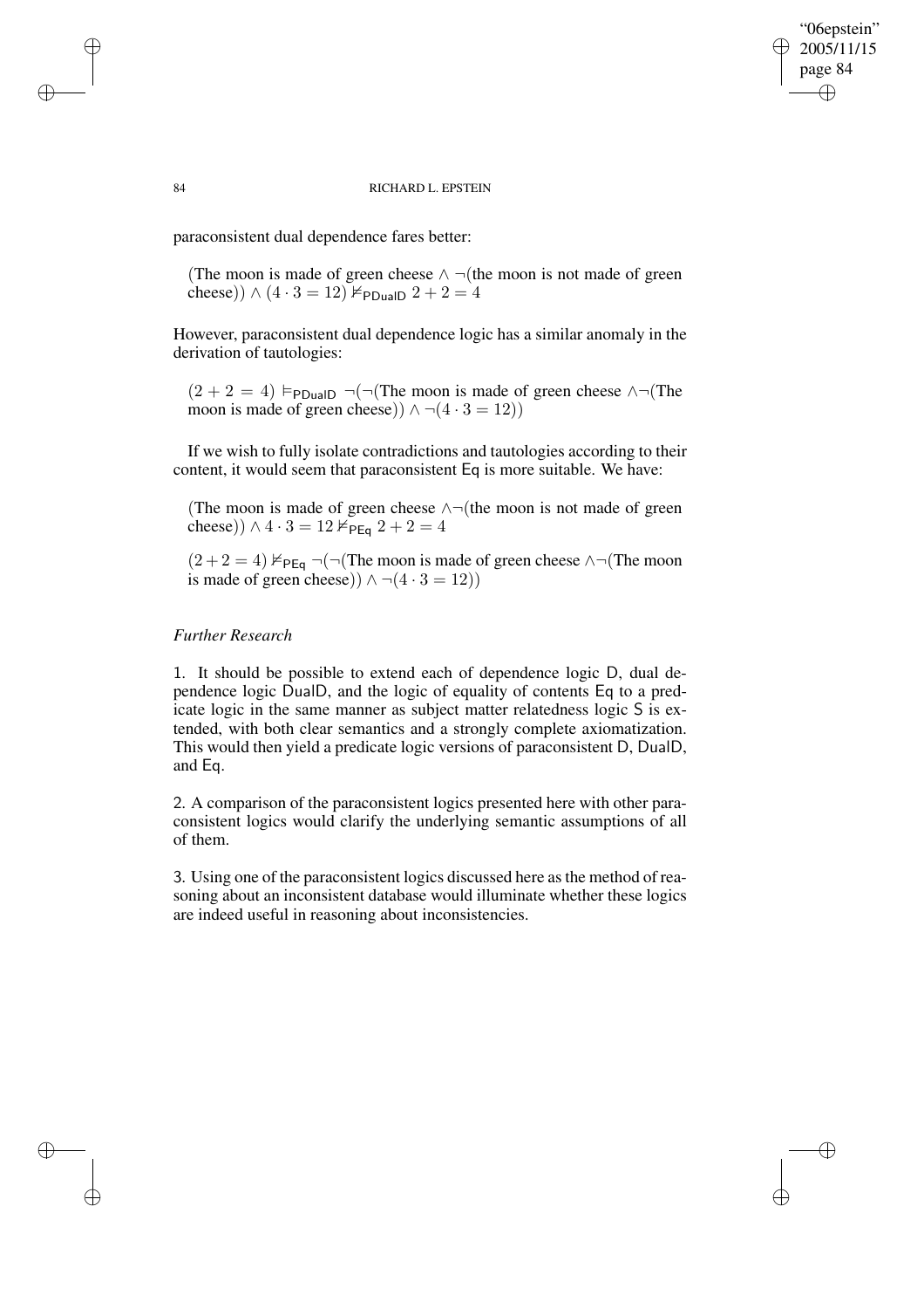paraconsistent dual dependence fares better:

(The moon is made of green cheese $\wedge \neg$(the moon is not made of green cheese)) $\wedge$ $(4 \cdot 3 = 12) \nvDash_{\mathsf{PDualD}} 2 + 2 = 4$

However, paraconsistent dual dependence logic has a similar anomaly in the derivation of tautologies:

$(2 + 2 = 4) \vDash_{\mathsf{PDualD}} \neg(\neg$(The moon is made of green cheese $\wedge\neg$(The moon is made of green cheese)) $\wedge \neg(4 \cdot 3 = 12))$

If we wish to fully isolate contradictions and tautologies according to their content, it would seem that paraconsistent Eq is more suitable. We have:

(The moon is made of green cheese $\wedge\neg$(the moon is not made of green cheese)) $\wedge$ $4 \cdot 3 = 12 \nvDash_{\mathsf{PEq}} 2 + 2 = 4$

$(2+2 = 4) \nvDash_{\mathsf{PEq}} \neg(\neg$(The moon is made of green cheese $\wedge\neg$(The moon is made of green cheese)) $\wedge \neg(4 \cdot 3 = 12))$

*Further Research*

1. It should be possible to extend each of dependence logic D, dual dependence logic DualD, and the logic of equality of contents Eq to a predicate logic in the same manner as subject matter relatedness logic S is extended, with both clear semantics and a strongly complete axiomatization. This would then yield a predicate logic versions of paraconsistent D, DualD, and Eq.

2. A comparison of the paraconsistent logics presented here with other paraconsistent logics would clarify the underlying semantic assumptions of all of them.

3. Using one of the paraconsistent logics discussed here as the method of reasoning about an inconsistent database would illuminate whether these logics are indeed useful in reasoning about inconsistencies.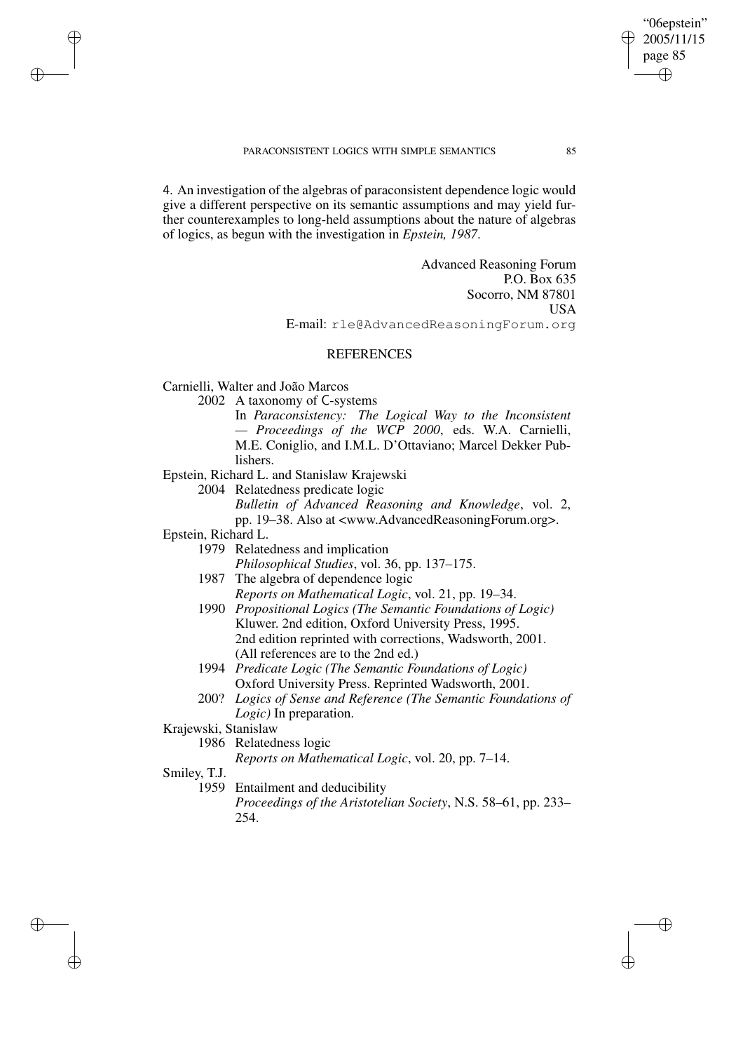4. An investigation of the algebras of paraconsistent dependence logic would give a different perspective on its semantic assumptions and may yield further counterexamples to long-held assumptions about the nature of algebras of logics, as begun with the investigation in *Epstein, 1987*.

Advanced Reasoning Forum  
P.O. Box 635  
Socorro, NM 87801  
USA  
E-mail: `rle@AdvancedReasoningForum.org`

## REFERENCES

Carnielli, Walter and João Marcos

2002 A taxonomy of C-systems
In *Paraconsistency: The Logical Way to the Inconsistent — Proceedings of the WCP 2000*, eds. W.A. Carnielli, M.E. Coniglio, and I.M.L. D'Ottaviano; Marcel Dekker Publishers.

Epstein, Richard L. and Stanislaw Krajewski

2004 Relatedness predicate logic
*Bulletin of Advanced Reasoning and Knowledge*, vol. 2, pp. 19–38. Also at <www.AdvancedReasoningForum.org>.

Epstein, Richard L.

1979 Relatedness and implication
*Philosophical Studies*, vol. 36, pp. 137–175.

1987 The algebra of dependence logic
*Reports on Mathematical Logic*, vol. 21, pp. 19–34.

1990 *Propositional Logics (The Semantic Foundations of Logic)*
Kluwer. 2nd edition, Oxford University Press, 1995.
2nd edition reprinted with corrections, Wadsworth, 2001.
(All references are to the 2nd ed.)

1994 *Predicate Logic (The Semantic Foundations of Logic)*
Oxford University Press. Reprinted Wadsworth, 2001.

200? *Logics of Sense and Reference (The Semantic Foundations of Logic)* In preparation.

Krajewski, Stanislaw

1986 Relatedness logic
*Reports on Mathematical Logic*, vol. 20, pp. 7–14.

Smiley, T.J.

1959 Entailment and deducibility
*Proceedings of the Aristotelian Society*, N.S. 58–61, pp. 233–254.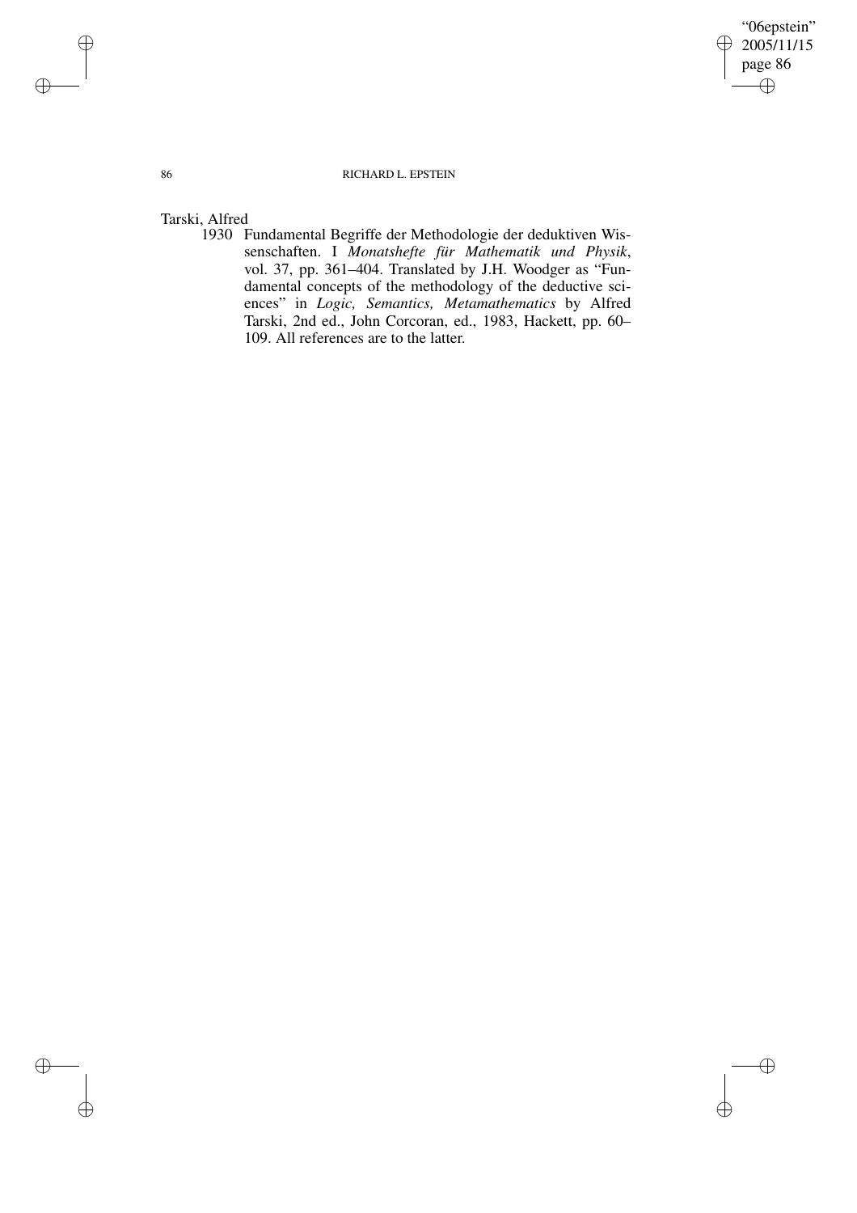Tarski, Alfred

1930 Fundamental Begriffe der Methodologie der deduktiven Wissenschaften. I *Monatshefte für Mathematik und Physik*, vol. 37, pp. 361–404. Translated by J.H. Woodger as "Fundamental concepts of the methodology of the deductive sciences" in *Logic, Semantics, Metamathematics* by Alfred Tarski, 2nd ed., John Corcoran, ed., 1983, Hackett, pp. 60–109. All references are to the latter.